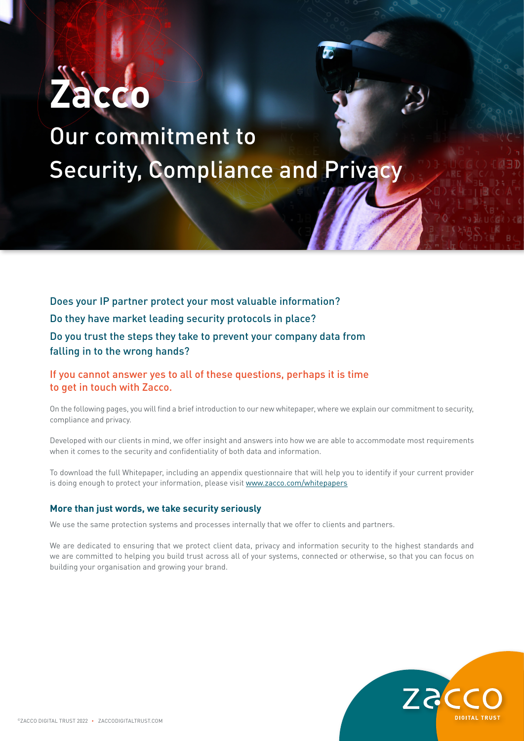# Zacco

## Our commitment to Security, Compliance and Privacy

Does your IP partner protect your most valuable information?

Do they have market leading security protocols in place?

Do you trust the steps they take to prevent your company data from falling in to the wrong hands?

If you cannot answer yes to all of these questions, perhaps it is time to get in touch with Zacco.

On the following pages, you will find a brief introduction to our new whitepaper, where we explain our commitment to security, compliance and privacy.

Developed with our clients in mind, we offer insight and answers into how we are able to accommodate most requirements when it comes to the security and confidentiality of both data and information.

To download the full Whitepaper, including an appendix questionnaire that will help you to identify if your current provider is doing enough to protect your information, please visit www.zacco.com/whitepapers

### More than just words, we take security seriously

We use the same protection systems and processes internally that we offer to clients and partners.

We are dedicated to ensuring that we protect client data, privacy and information security to the highest standards and we are committed to helping you build trust across all of your systems, connected or otherwise, so that you can focus on building your organisation and growing your brand.

ZACCO DIGITAL TRUST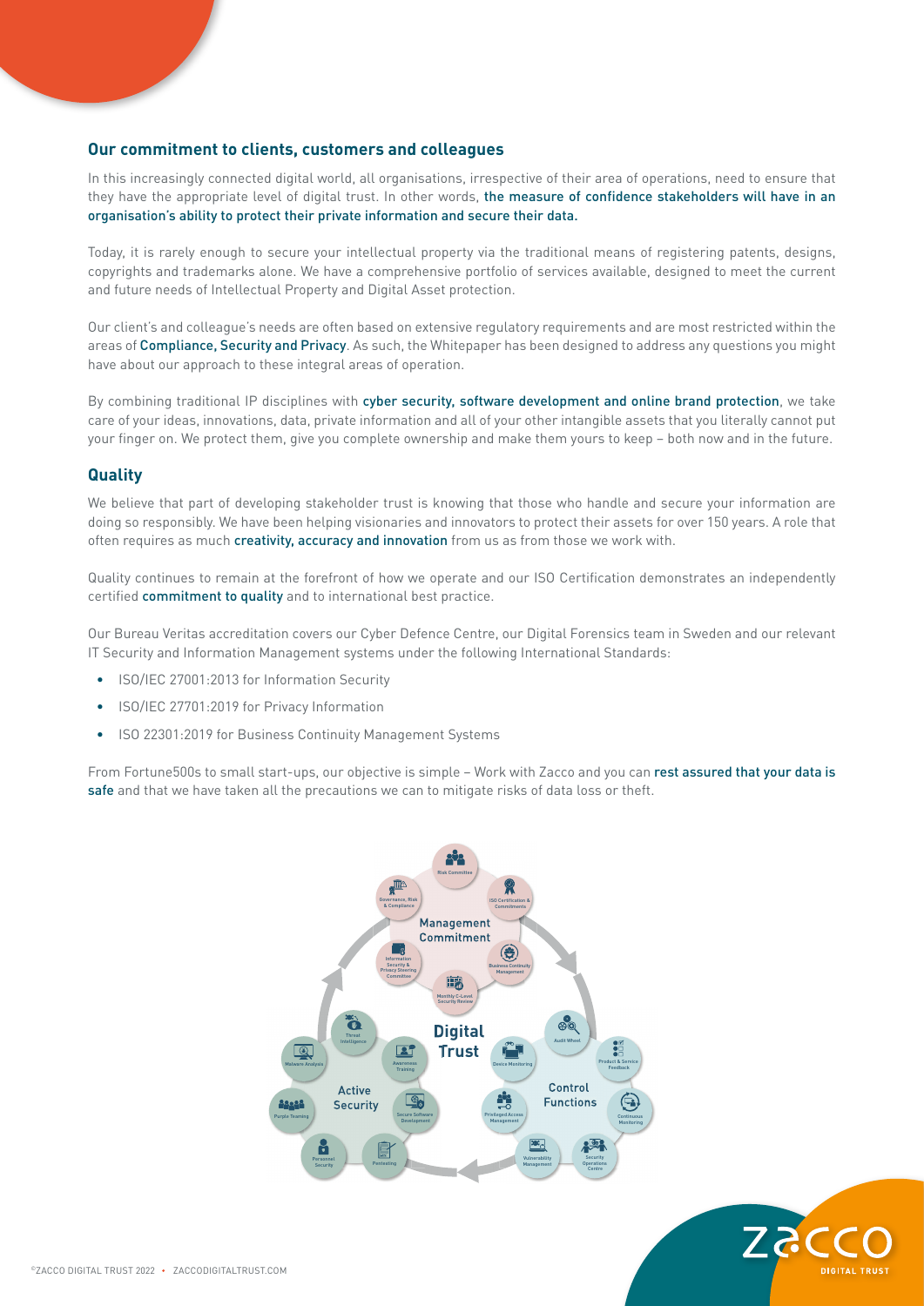## Our commitment to clients, customers and colleagues

In this increasingly connected digital world, all organisations, irrespective of their area of operations, need to ensure that they have the appropriate level of digital trust. In other words, the measure of confidence stakeholders will have in an organisation's ability to protect their private information and secure their data.

Today, it is rarely enough to secure your intellectual property via the traditional means of registering patents, designs, copyrights and trademarks alone. We have a comprehensive portfolio of services available, designed to meet the current and future needs of Intellectual Property and Digital Asset protection.

Our client's and colleague's needs are often based on extensive regulatory requirements and are most restricted within the areas of Compliance, Security and Privacy. As such, the Whitepaper has been designed to address any questions you might have about our approach to these integral areas of operation.

By combining traditional IP disciplines with cyber security, software development and online brand protection, we take care of your ideas, innovations, data, private information and all of your other intangible assets that you literally cannot put your finger on. We protect them, give you complete ownership and make them yours to keep – both now and in the future.

## Quality

We believe that part of developing stakeholder trust is knowing that those who handle and secure your information are doing so responsibly. We have been helping visionaries and innovators to protect their assets for over 150 years. A role that often requires as much creativity, accuracy and innovation from us as from those we work with.

Quality continues to remain at the forefront of how we operate and our ISO Certification demonstrates an independently certified commitment to quality and to international best practice.

Our Bureau Veritas accreditation covers our Cyber Defence Centre, our Digital Forensics team in Sweden and our relevant IT Security and Information Management systems under the following International Standards:

- ISO/IEC 27001:2013 for Information Security
- ISO/IEC 27701:2019 for Privacy Information
- ISO 22301:2019 for Business Continuity Management Systems

From Fortune500s to small start-ups, our objective is simple – Work with Zacco and you can rest assured that your data is safe and that we have taken all the precautions we can to mitigate risks of data loss or theft.

**Digital Trust**

**Management Commitment**: Risk Committee; ISO Certification & Commitments; Business Continuity Management; Monthly C-Level Security Review; Information Security & Privacy Steering Committee; Governance, Risk & Compliance

**Control Functions**: Audit Wheel; Product & Service Feedback; Continuous Monitoring; Security Operations Centre; Vulnerability Management; Privileged Access Management; Device Monitoring

**Active Security**: Threat Intelligence; Awareness Training; Secure Software Development; Pentesting; Personnel Security; Purple Teaming; Malware Analysis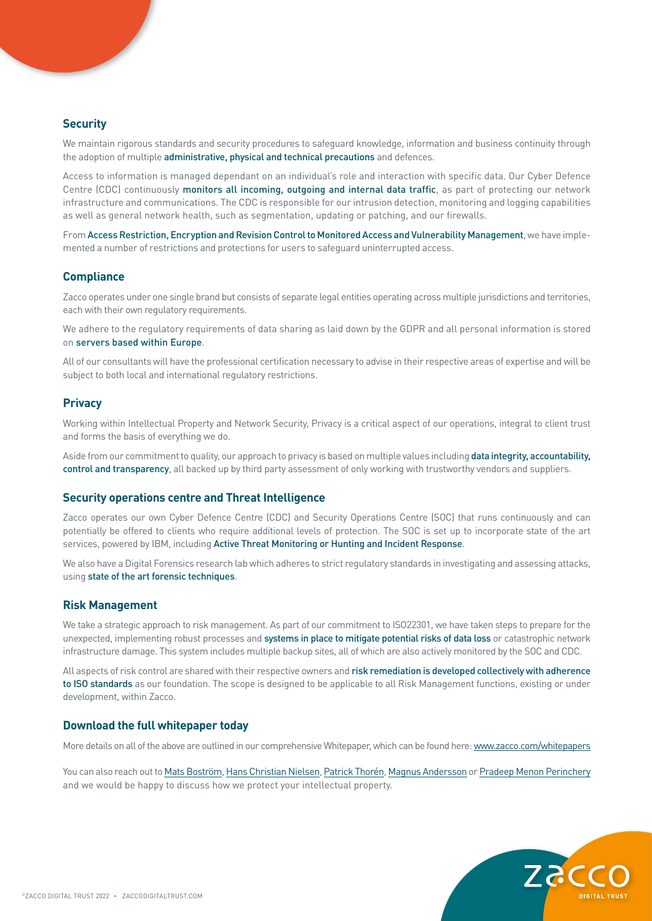## Security

We maintain rigorous standards and security procedures to safeguard knowledge, information and business continuity through the adoption of multiple administrative, physical and technical precautions and defences.

Access to information is managed dependant on an individual's role and interaction with specific data. Our Cyber Defence Centre (CDC) continuously monitors all incoming, outgoing and internal data traffic, as part of protecting our network infrastructure and communications. The CDC is responsible for our intrusion detection, monitoring and logging capabilities as well as general network health, such as segmentation, updating or patching, and our firewalls.

From Access Restriction, Encryption and Revision Control to Monitored Access and Vulnerability Management, we have implemented a number of restrictions and protections for users to safeguard uninterrupted access.

## Compliance

Zacco operates under one single brand but consists of separate legal entities operating across multiple jurisdictions and territories, each with their own regulatory requirements.

We adhere to the regulatory requirements of data sharing as laid down by the GDPR and all personal information is stored on servers based within Europe.

All of our consultants will have the professional certification necessary to advise in their respective areas of expertise and will be subject to both local and international regulatory restrictions.

## Privacy

Working within Intellectual Property and Network Security, Privacy is a critical aspect of our operations, integral to client trust and forms the basis of everything we do.

Aside from our commitment to quality, our approach to privacy is based on multiple values including data integrity, accountability, control and transparency, all backed up by third party assessment of only working with trustworthy vendors and suppliers.

## Security operations centre and Threat Intelligence

Zacco operates our own Cyber Defence Centre (CDC) and Security Operations Centre (SOC) that runs continuously and can potentially be offered to clients who require additional levels of protection. The SOC is set up to incorporate state of the art services, powered by IBM, including Active Threat Monitoring or Hunting and Incident Response.

We also have a Digital Forensics research lab which adheres to strict regulatory standards in investigating and assessing attacks, using state of the art forensic techniques.

## Risk Management

We take a strategic approach to risk management. As part of our commitment to ISO22301, we have taken steps to prepare for the unexpected, implementing robust processes and systems in place to mitigate potential risks of data loss or catastrophic network infrastructure damage. This system includes multiple backup sites, all of which are also actively monitored by the SOC and CDC.

All aspects of risk control are shared with their respective owners and risk remediation is developed collectively with adherence to ISO standards as our foundation. The scope is designed to be applicable to all Risk Management functions, existing or under development, within Zacco.

## Download the full whitepaper today

More details on all of the above are outlined in our comprehensive Whitepaper, which can be found here: www.zacco.com/whitepapers

You can also reach out to Mats Boström, Hans Christian Nielsen, Patrick Thorén, Magnus Andersson or Pradeep Menon Perinchery and we would be happy to discuss how we protect your intellectual property.

©ZACCO DIGITAL TRUST 2022 • ZACCODIGITALTRUST.COM